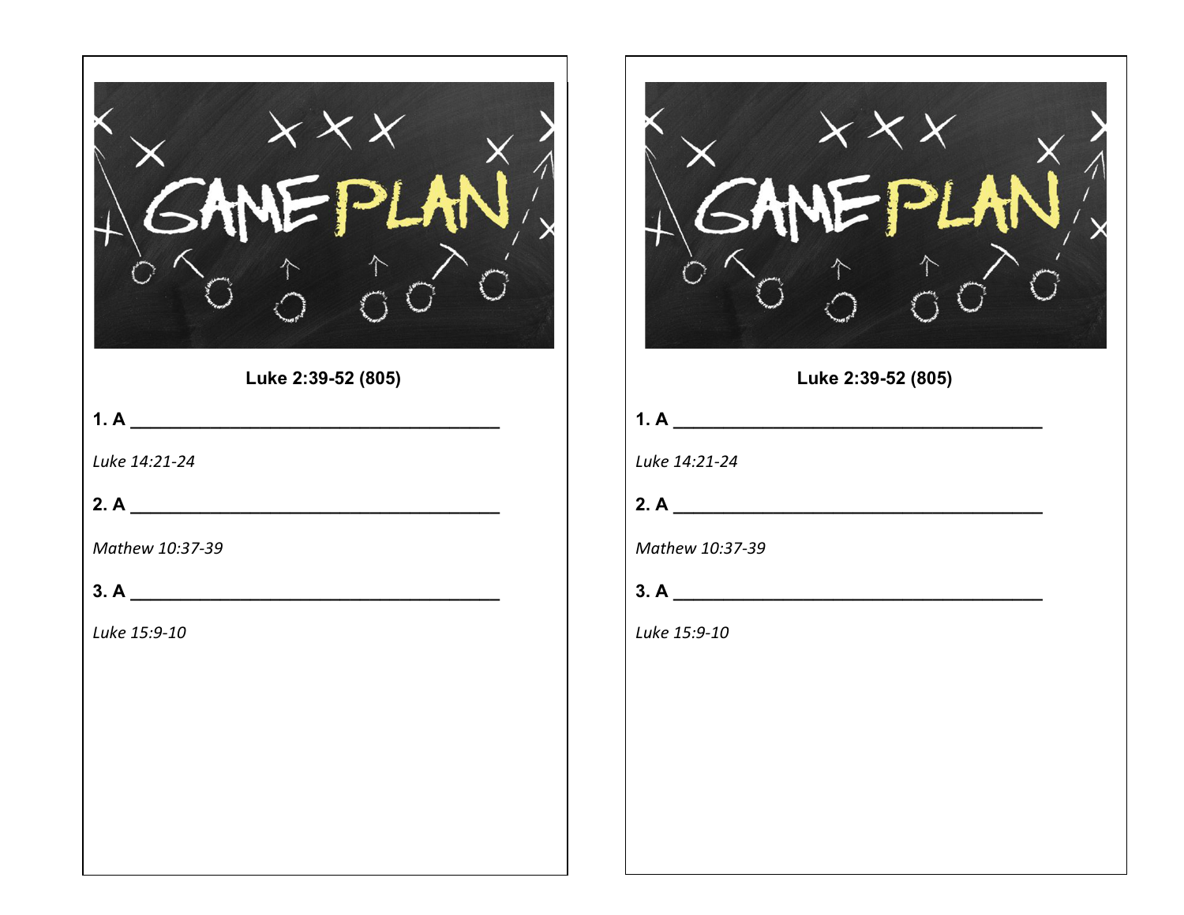GAME PLAN

**Luke 2:39-52 (805)**

**1. A** ______________________________________

*Luke 14:21-24*

**2. A** ______________________________________

*Mathew 10:37-39*

**3. A** ______________________________________

*Luke 15:9-10*

GAME PLAN

**Luke 2:39-52 (805)**

**1. A** ______________________________________

*Luke 14:21-24*

**2. A** ______________________________________

*Mathew 10:37-39*

**3. A** ______________________________________

*Luke 15:9-10*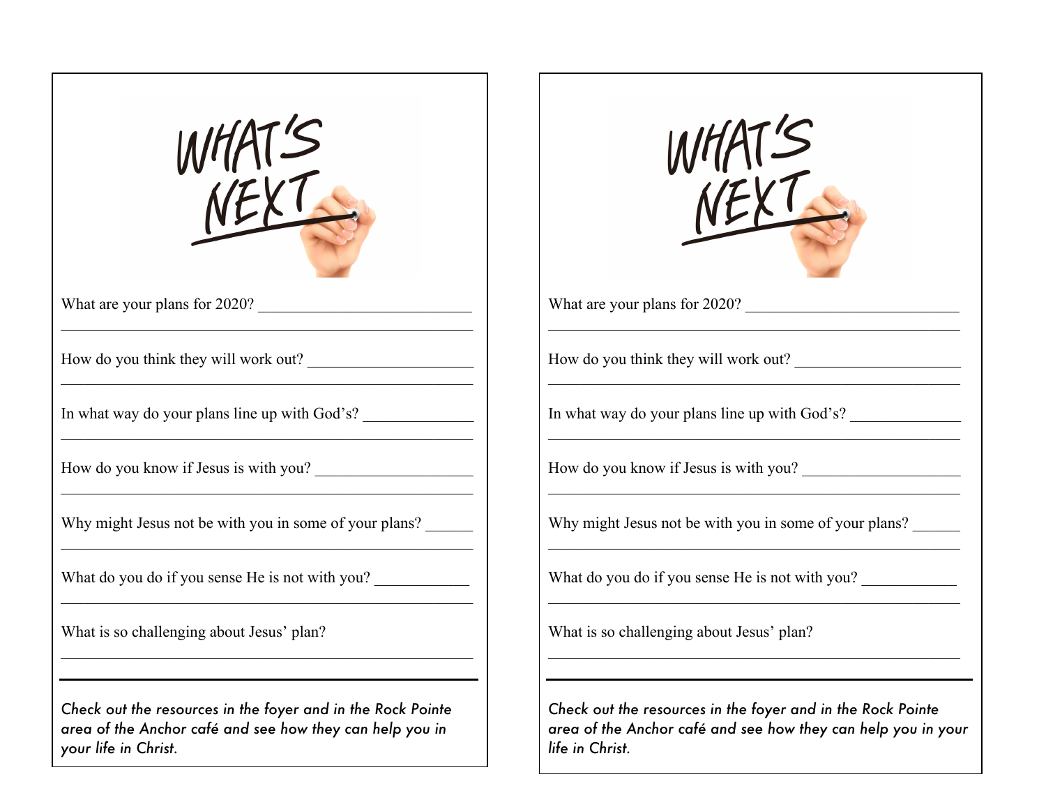# WHAT'S NEXT

What are your plans for 2020? ___________________________

_____________________________________________________

How do you think they will work out? _____________________

_____________________________________________________

In what way do your plans line up with God's? ______________

_____________________________________________________

How do you know if Jesus is with you? ____________________

_____________________________________________________

Why might Jesus not be with you in some of your plans? ______

_____________________________________________________

What do you do if you sense He is not with you? ____________

_____________________________________________________

What is so challenging about Jesus' plan?

_____________________________________________________

---

*Check out the resources in the foyer and in the Rock Pointe area of the Anchor café and see how they can help you in your life in Christ.*

# WHAT'S NEXT

What are your plans for 2020? ___________________________

_____________________________________________________

How do you think they will work out? _____________________

_____________________________________________________

In what way do your plans line up with God's? ______________

_____________________________________________________

How do you know if Jesus is with you? ____________________

_____________________________________________________

Why might Jesus not be with you in some of your plans? ______

_____________________________________________________

What do you do if you sense He is not with you? ____________

_____________________________________________________

What is so challenging about Jesus' plan?

_____________________________________________________

---

*Check out the resources in the foyer and in the Rock Pointe area of the Anchor café and see how they can help you in your life in Christ.*